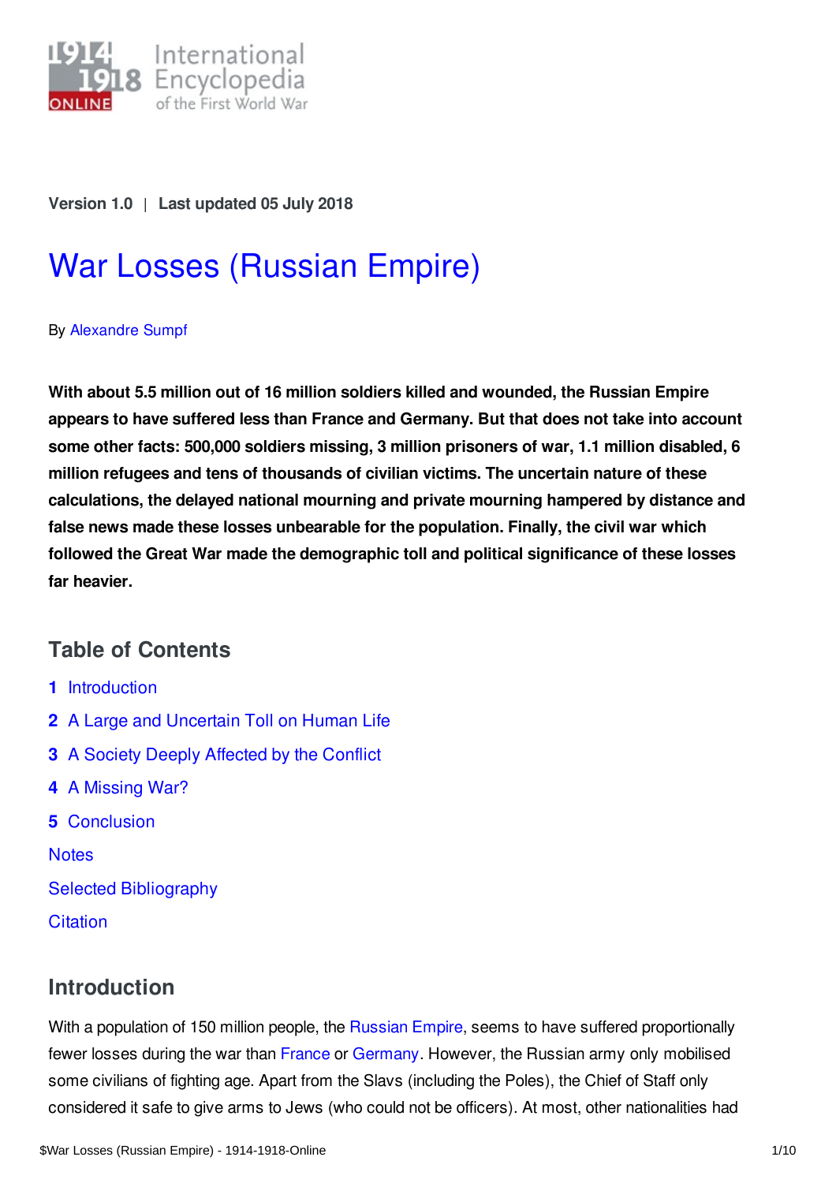Version 1.0 | Last updated 05 July 2018

# War Losses (Russian Empire)

By Alexandre Sumpf

**With about 5.5 million out of 16 million soldiers killed and wounded, the Russian Empire appears to have suffered less than France and Germany. But that does not take into account some other facts: 500,000 soldiers missing, 3 million prisoners of war, 1.1 million disabled, 6 million refugees and tens of thousands of civilian victims. The uncertain nature of these calculations, the delayed national mourning and private mourning hampered by distance and false news made these losses unbearable for the population. Finally, the civil war which followed the Great War made the demographic toll and political significance of these losses far heavier.**

## Table of Contents

1. Introduction
2. A Large and Uncertain Toll on Human Life
3. A Society Deeply Affected by the Conflict
4. A Missing War?
5. Conclusion

Notes

Selected Bibliography

Citation

## Introduction

With a population of 150 million people, the Russian Empire, seems to have suffered proportionally fewer losses during the war than France or Germany. However, the Russian army only mobilised some civilians of fighting age. Apart from the Slavs (including the Poles), the Chief of Staff only considered it safe to give arms to Jews (who could not be officers). At most, other nationalities had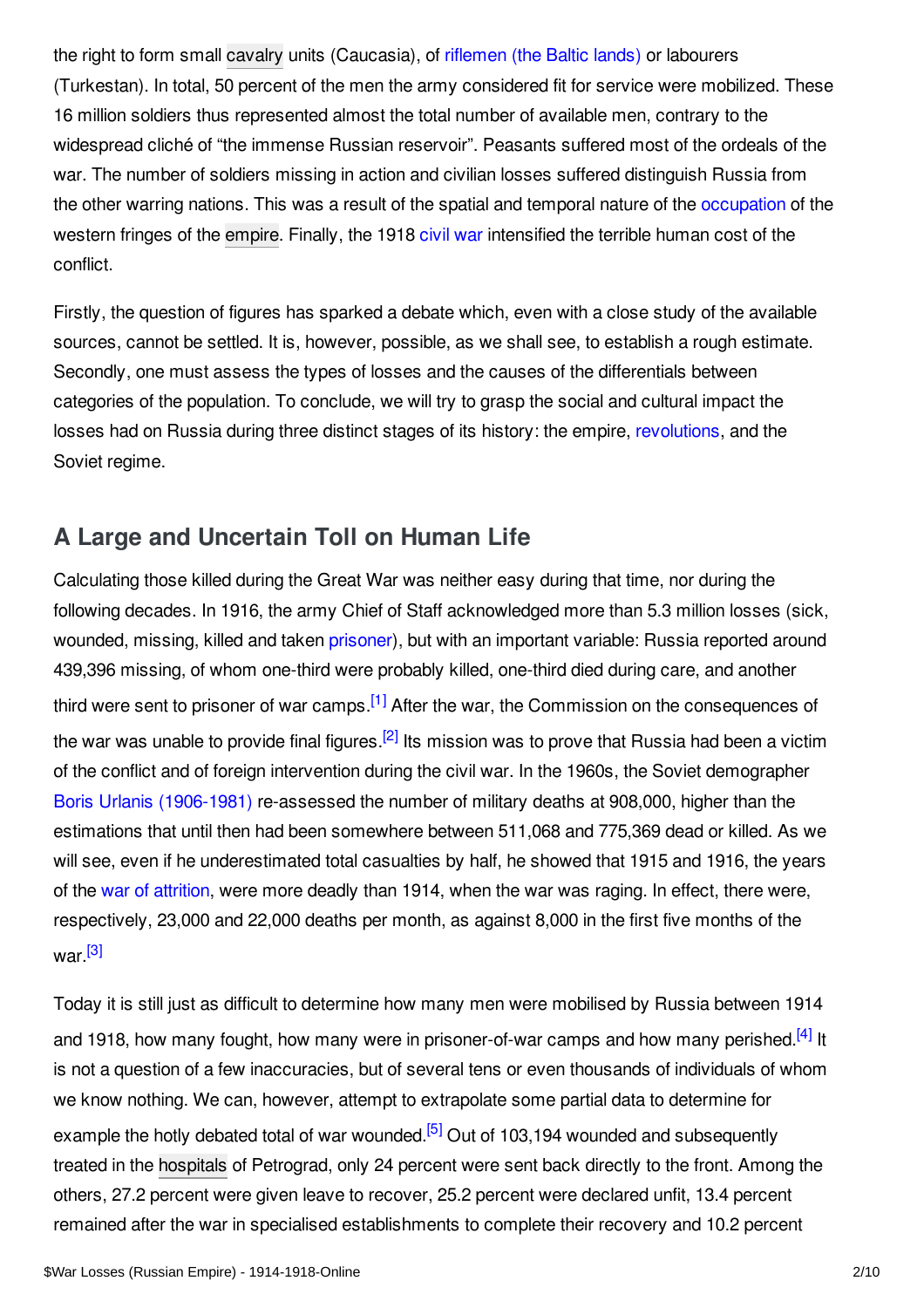the right to form small cavalry units (Caucasia), of riflemen (the Baltic lands) or labourers (Turkestan). In total, 50 percent of the men the army considered fit for service were mobilized. These 16 million soldiers thus represented almost the total number of available men, contrary to the widespread cliché of “the immense Russian reservoir”. Peasants suffered most of the ordeals of the war. The number of soldiers missing in action and civilian losses suffered distinguish Russia from the other warring nations. This was a result of the spatial and temporal nature of the occupation of the western fringes of the empire. Finally, the 1918 civil war intensified the terrible human cost of the conflict.

Firstly, the question of figures has sparked a debate which, even with a close study of the available sources, cannot be settled. It is, however, possible, as we shall see, to establish a rough estimate. Secondly, one must assess the types of losses and the causes of the differentials between categories of the population. To conclude, we will try to grasp the social and cultural impact the losses had on Russia during three distinct stages of its history: the empire, revolutions, and the Soviet regime.

## A Large and Uncertain Toll on Human Life

Calculating those killed during the Great War was neither easy during that time, nor during the following decades. In 1916, the army Chief of Staff acknowledged more than 5.3 million losses (sick, wounded, missing, killed and taken prisoner), but with an important variable: Russia reported around 439,396 missing, of whom one-third were probably killed, one-third died during care, and another third were sent to prisoner of war camps.[1] After the war, the Commission on the consequences of the war was unable to provide final figures.[2] Its mission was to prove that Russia had been a victim of the conflict and of foreign intervention during the civil war. In the 1960s, the Soviet demographer Boris Urlanis (1906-1981) re-assessed the number of military deaths at 908,000, higher than the estimations that until then had been somewhere between 511,068 and 775,369 dead or killed. As we will see, even if he underestimated total casualties by half, he showed that 1915 and 1916, the years of the war of attrition, were more deadly than 1914, when the war was raging. In effect, there were, respectively, 23,000 and 22,000 deaths per month, as against 8,000 in the first five months of the war.[3]

Today it is still just as difficult to determine how many men were mobilised by Russia between 1914 and 1918, how many fought, how many were in prisoner-of-war camps and how many perished.[4] It is not a question of a few inaccuracies, but of several tens or even thousands of individuals of whom we know nothing. We can, however, attempt to extrapolate some partial data to determine for example the hotly debated total of war wounded.[5] Out of 103,194 wounded and subsequently treated in the hospitals of Petrograd, only 24 percent were sent back directly to the front. Among the others, 27.2 percent were given leave to recover, 25.2 percent were declared unfit, 13.4 percent remained after the war in specialised establishments to complete their recovery and 10.2 percent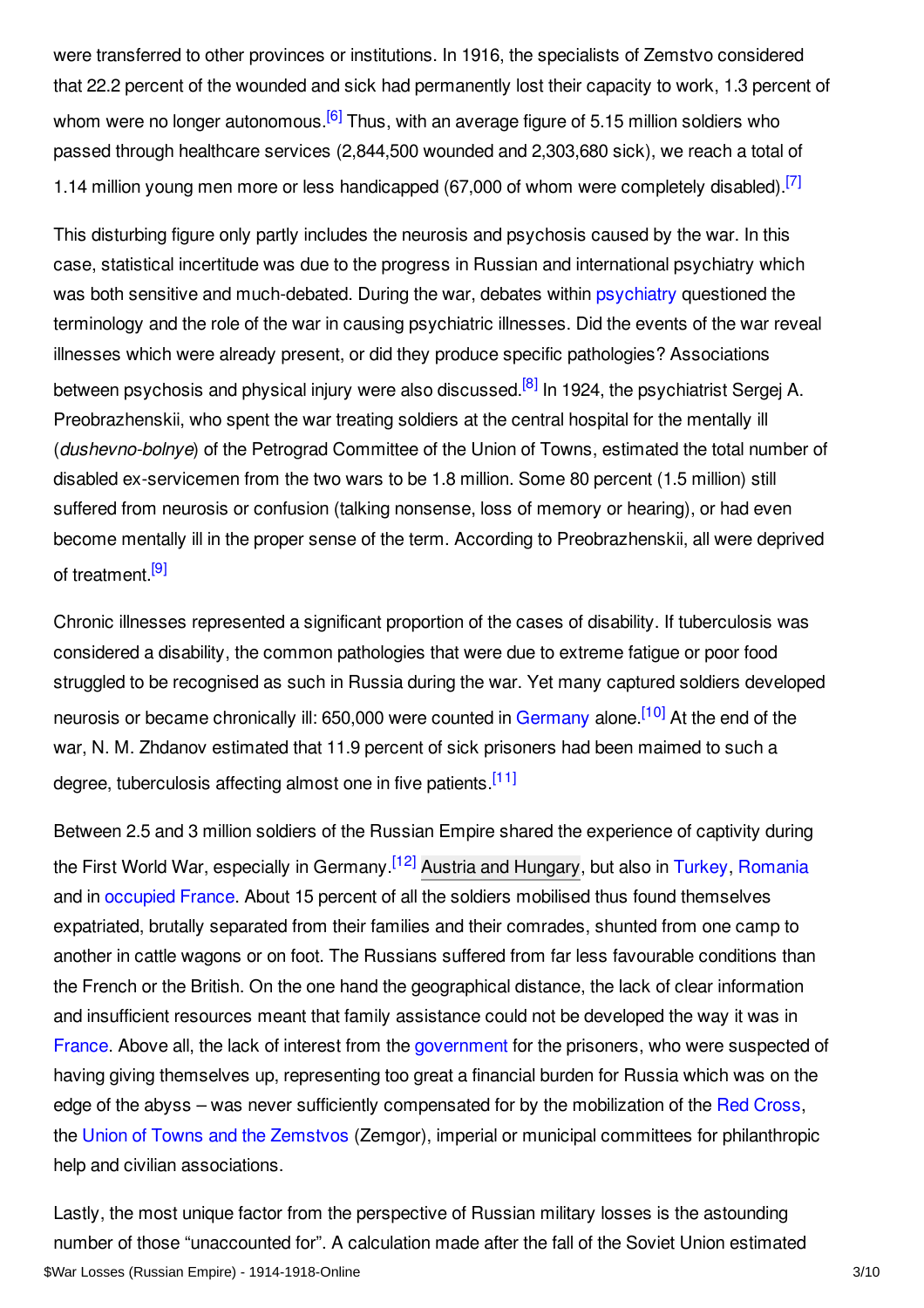were transferred to other provinces or institutions. In 1916, the specialists of Zemstvo considered that 22.2 percent of the wounded and sick had permanently lost their capacity to work, 1.3 percent of whom were no longer autonomous.[6] Thus, with an average figure of 5.15 million soldiers who passed through healthcare services (2,844,500 wounded and 2,303,680 sick), we reach a total of 1.14 million young men more or less handicapped (67,000 of whom were completely disabled).[7]

This disturbing figure only partly includes the neurosis and psychosis caused by the war. In this case, statistical incertitude was due to the progress in Russian and international psychiatry which was both sensitive and much-debated. During the war, debates within psychiatry questioned the terminology and the role of the war in causing psychiatric illnesses. Did the events of the war reveal illnesses which were already present, or did they produce specific pathologies? Associations between psychosis and physical injury were also discussed.[8] In 1924, the psychiatrist Sergej A. Preobrazhenskii, who spent the war treating soldiers at the central hospital for the mentally ill (*dushevno-bolnye*) of the Petrograd Committee of the Union of Towns, estimated the total number of disabled ex-servicemen from the two wars to be 1.8 million. Some 80 percent (1.5 million) still suffered from neurosis or confusion (talking nonsense, loss of memory or hearing), or had even become mentally ill in the proper sense of the term. According to Preobrazhenskii, all were deprived of treatment.[9]

Chronic illnesses represented a significant proportion of the cases of disability. If tuberculosis was considered a disability, the common pathologies that were due to extreme fatigue or poor food struggled to be recognised as such in Russia during the war. Yet many captured soldiers developed neurosis or became chronically ill: 650,000 were counted in Germany alone.[10] At the end of the war, N. M. Zhdanov estimated that 11.9 percent of sick prisoners had been maimed to such a degree, tuberculosis affecting almost one in five patients.[11]

Between 2.5 and 3 million soldiers of the Russian Empire shared the experience of captivity during the First World War, especially in Germany.[12] Austria and Hungary, but also in Turkey, Romania and in occupied France. About 15 percent of all the soldiers mobilised thus found themselves expatriated, brutally separated from their families and their comrades, shunted from one camp to another in cattle wagons or on foot. The Russians suffered from far less favourable conditions than the French or the British. On the one hand the geographical distance, the lack of clear information and insufficient resources meant that family assistance could not be developed the way it was in France. Above all, the lack of interest from the government for the prisoners, who were suspected of having giving themselves up, representing too great a financial burden for Russia which was on the edge of the abyss – was never sufficiently compensated for by the mobilization of the Red Cross, the Union of Towns and the Zemstvos (Zemgor), imperial or municipal committees for philanthropic help and civilian associations.

Lastly, the most unique factor from the perspective of Russian military losses is the astounding number of those “unaccounted for”. A calculation made after the fall of the Soviet Union estimated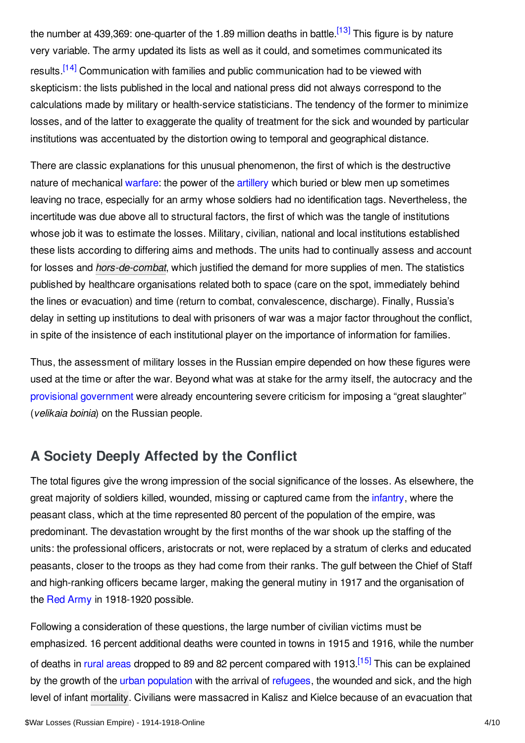the number at 439,369: one-quarter of the 1.89 million deaths in battle.[13] This figure is by nature very variable. The army updated its lists as well as it could, and sometimes communicated its results.[14] Communication with families and public communication had to be viewed with skepticism: the lists published in the local and national press did not always correspond to the calculations made by military or health-service statisticians. The tendency of the former to minimize losses, and of the latter to exaggerate the quality of treatment for the sick and wounded by particular institutions was accentuated by the distortion owing to temporal and geographical distance.

There are classic explanations for this unusual phenomenon, the first of which is the destructive nature of mechanical warfare: the power of the artillery which buried or blew men up sometimes leaving no trace, especially for an army whose soldiers had no identification tags. Nevertheless, the incertitude was due above all to structural factors, the first of which was the tangle of institutions whose job it was to estimate the losses. Military, civilian, national and local institutions established these lists according to differing aims and methods. The units had to continually assess and account for losses and *hors-de-combat*, which justified the demand for more supplies of men. The statistics published by healthcare organisations related both to space (care on the spot, immediately behind the lines or evacuation) and time (return to combat, convalescence, discharge). Finally, Russia's delay in setting up institutions to deal with prisoners of war was a major factor throughout the conflict, in spite of the insistence of each institutional player on the importance of information for families.

Thus, the assessment of military losses in the Russian empire depended on how these figures were used at the time or after the war. Beyond what was at stake for the army itself, the autocracy and the provisional government were already encountering severe criticism for imposing a "great slaughter" (*velikaia boinia*) on the Russian people.

## A Society Deeply Affected by the Conflict

The total figures give the wrong impression of the social significance of the losses. As elsewhere, the great majority of soldiers killed, wounded, missing or captured came from the infantry, where the peasant class, which at the time represented 80 percent of the population of the empire, was predominant. The devastation wrought by the first months of the war shook up the staffing of the units: the professional officers, aristocrats or not, were replaced by a stratum of clerks and educated peasants, closer to the troops as they had come from their ranks. The gulf between the Chief of Staff and high-ranking officers became larger, making the general mutiny in 1917 and the organisation of the Red Army in 1918-1920 possible.

Following a consideration of these questions, the large number of civilian victims must be emphasized. 16 percent additional deaths were counted in towns in 1915 and 1916, while the number of deaths in rural areas dropped to 89 and 82 percent compared with 1913.[15] This can be explained by the growth of the urban population with the arrival of refugees, the wounded and sick, and the high level of infant mortality. Civilians were massacred in Kalisz and Kielce because of an evacuation that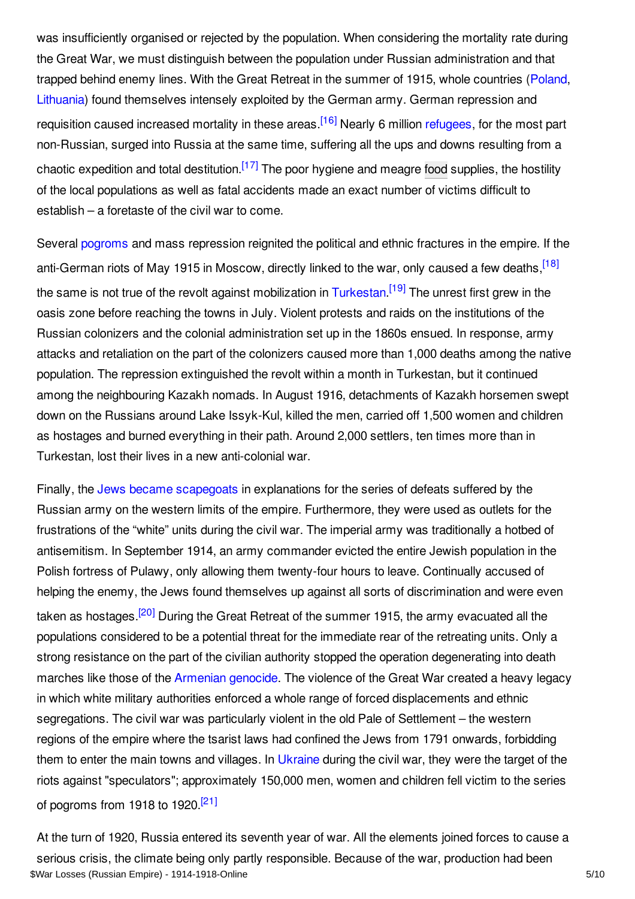was insufficiently organised or rejected by the population. When considering the mortality rate during the Great War, we must distinguish between the population under Russian administration and that trapped behind enemy lines. With the Great Retreat in the summer of 1915, whole countries (Poland, Lithuania) found themselves intensely exploited by the German army. German repression and requisition caused increased mortality in these areas.[16] Nearly 6 million refugees, for the most part non-Russian, surged into Russia at the same time, suffering all the ups and downs resulting from a chaotic expedition and total destitution.[17] The poor hygiene and meagre food supplies, the hostility of the local populations as well as fatal accidents made an exact number of victims difficult to establish – a foretaste of the civil war to come.

Several pogroms and mass repression reignited the political and ethnic fractures in the empire. If the anti-German riots of May 1915 in Moscow, directly linked to the war, only caused a few deaths,[18] the same is not true of the revolt against mobilization in Turkestan.[19] The unrest first grew in the oasis zone before reaching the towns in July. Violent protests and raids on the institutions of the Russian colonizers and the colonial administration set up in the 1860s ensued. In response, army attacks and retaliation on the part of the colonizers caused more than 1,000 deaths among the native population. The repression extinguished the revolt within a month in Turkestan, but it continued among the neighbouring Kazakh nomads. In August 1916, detachments of Kazakh horsemen swept down on the Russians around Lake Issyk-Kul, killed the men, carried off 1,500 women and children as hostages and burned everything in their path. Around 2,000 settlers, ten times more than in Turkestan, lost their lives in a new anti-colonial war.

Finally, the Jews became scapegoats in explanations for the series of defeats suffered by the Russian army on the western limits of the empire. Furthermore, they were used as outlets for the frustrations of the "white" units during the civil war. The imperial army was traditionally a hotbed of antisemitism. In September 1914, an army commander evicted the entire Jewish population in the Polish fortress of Pulawy, only allowing them twenty-four hours to leave. Continually accused of helping the enemy, the Jews found themselves up against all sorts of discrimination and were even taken as hostages.[20] During the Great Retreat of the summer 1915, the army evacuated all the populations considered to be a potential threat for the immediate rear of the retreating units. Only a strong resistance on the part of the civilian authority stopped the operation degenerating into death marches like those of the Armenian genocide. The violence of the Great War created a heavy legacy in which white military authorities enforced a whole range of forced displacements and ethnic segregations. The civil war was particularly violent in the old Pale of Settlement – the western regions of the empire where the tsarist laws had confined the Jews from 1791 onwards, forbidding them to enter the main towns and villages. In Ukraine during the civil war, they were the target of the riots against "speculators"; approximately 150,000 men, women and children fell victim to the series of pogroms from 1918 to 1920.[21]

At the turn of 1920, Russia entered its seventh year of war. All the elements joined forces to cause a serious crisis, the climate being only partly responsible. Because of the war, production had been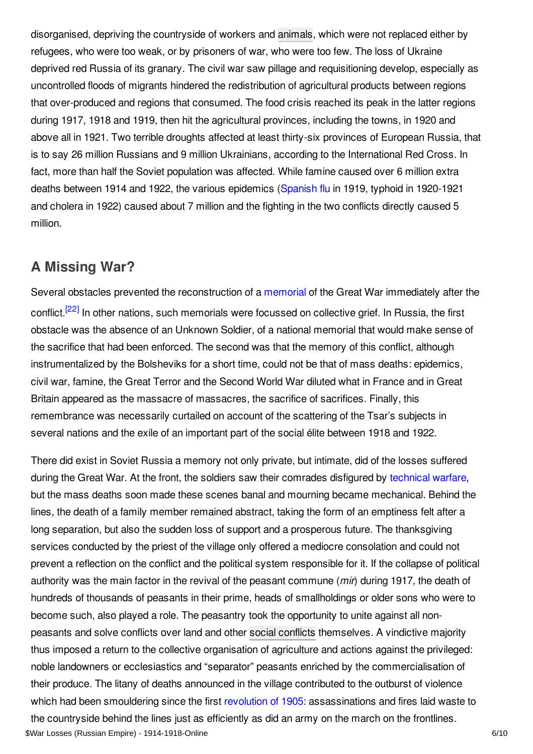disorganised, depriving the countryside of workers and animals, which were not replaced either by refugees, who were too weak, or by prisoners of war, who were too few. The loss of Ukraine deprived red Russia of its granary. The civil war saw pillage and requisitioning develop, especially as uncontrolled floods of migrants hindered the redistribution of agricultural products between regions that over-produced and regions that consumed. The food crisis reached its peak in the latter regions during 1917, 1918 and 1919, then hit the agricultural provinces, including the towns, in 1920 and above all in 1921. Two terrible droughts affected at least thirty-six provinces of European Russia, that is to say 26 million Russians and 9 million Ukrainians, according to the International Red Cross. In fact, more than half the Soviet population was affected. While famine caused over 6 million extra deaths between 1914 and 1922, the various epidemics (Spanish flu in 1919, typhoid in 1920-1921 and cholera in 1922) caused about 7 million and the fighting in the two conflicts directly caused 5 million.

## A Missing War?

Several obstacles prevented the reconstruction of a memorial of the Great War immediately after the conflict.[22] In other nations, such memorials were focussed on collective grief. In Russia, the first obstacle was the absence of an Unknown Soldier, of a national memorial that would make sense of the sacrifice that had been enforced. The second was that the memory of this conflict, although instrumentalized by the Bolsheviks for a short time, could not be that of mass deaths: epidemics, civil war, famine, the Great Terror and the Second World War diluted what in France and in Great Britain appeared as the massacre of massacres, the sacrifice of sacrifices. Finally, this remembrance was necessarily curtailed on account of the scattering of the Tsar's subjects in several nations and the exile of an important part of the social élite between 1918 and 1922.

There did exist in Soviet Russia a memory not only private, but intimate, did of the losses suffered during the Great War. At the front, the soldiers saw their comrades disfigured by technical warfare, but the mass deaths soon made these scenes banal and mourning became mechanical. Behind the lines, the death of a family member remained abstract, taking the form of an emptiness felt after a long separation, but also the sudden loss of support and a prosperous future. The thanksgiving services conducted by the priest of the village only offered a mediocre consolation and could not prevent a reflection on the conflict and the political system responsible for it. If the collapse of political authority was the main factor in the revival of the peasant commune (*mir*) during 1917, the death of hundreds of thousands of peasants in their prime, heads of smallholdings or older sons who were to become such, also played a role. The peasantry took the opportunity to unite against all non-peasants and solve conflicts over land and other social conflicts themselves. A vindictive majority thus imposed a return to the collective organisation of agriculture and actions against the privileged: noble landowners or ecclesiastics and "separator" peasants enriched by the commercialisation of their produce. The litany of deaths announced in the village contributed to the outburst of violence which had been smouldering since the first revolution of 1905: assassinations and fires laid waste to the countryside behind the lines just as efficiently as did an army on the march on the frontlines.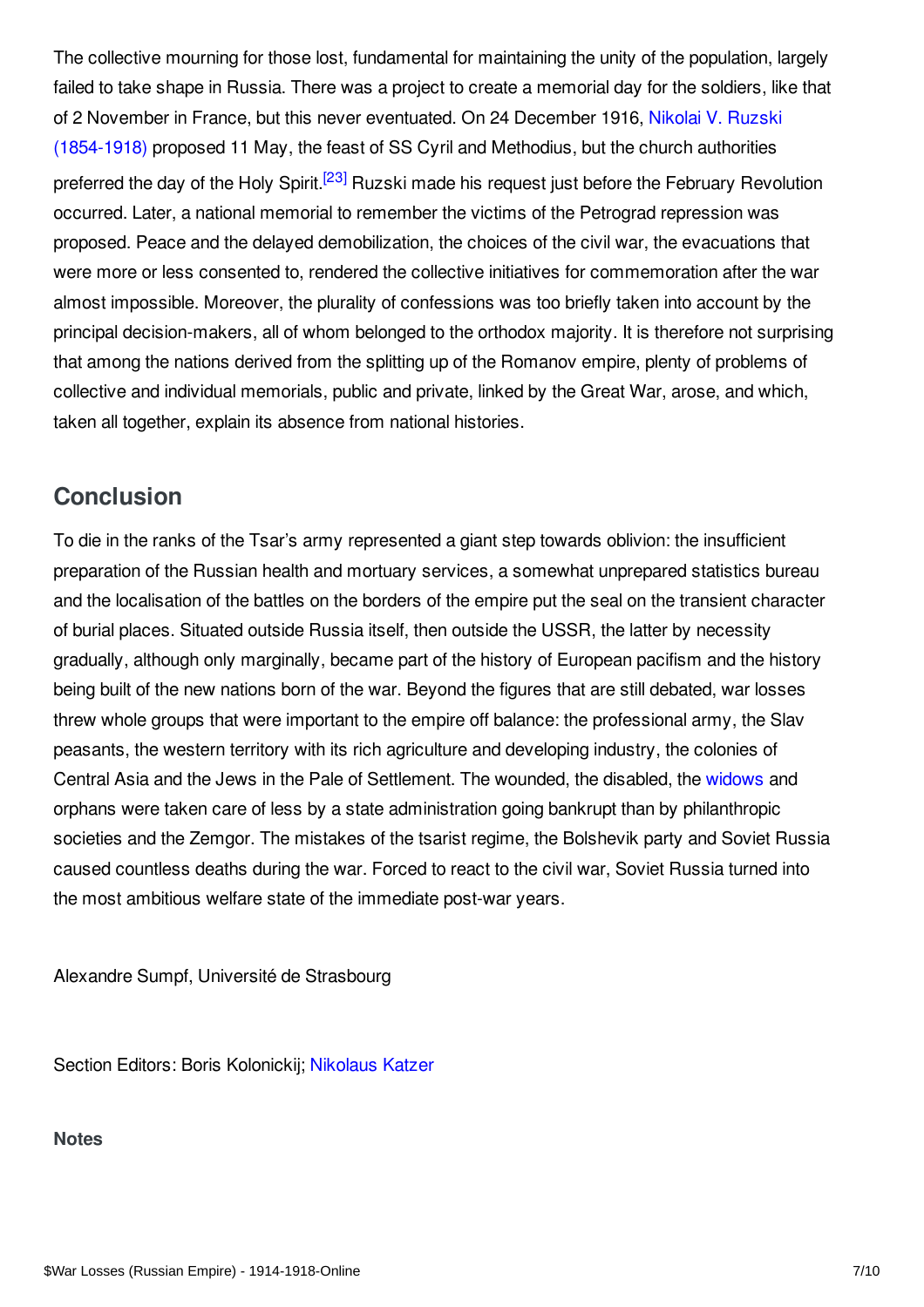The collective mourning for those lost, fundamental for maintaining the unity of the population, largely failed to take shape in Russia. There was a project to create a memorial day for the soldiers, like that of 2 November in France, but this never eventuated. On 24 December 1916, Nikolai V. Ruzski (1854-1918) proposed 11 May, the feast of SS Cyril and Methodius, but the church authorities preferred the day of the Holy Spirit.[23] Ruzski made his request just before the February Revolution occurred. Later, a national memorial to remember the victims of the Petrograd repression was proposed. Peace and the delayed demobilization, the choices of the civil war, the evacuations that were more or less consented to, rendered the collective initiatives for commemoration after the war almost impossible. Moreover, the plurality of confessions was too briefly taken into account by the principal decision-makers, all of whom belonged to the orthodox majority. It is therefore not surprising that among the nations derived from the splitting up of the Romanov empire, plenty of problems of collective and individual memorials, public and private, linked by the Great War, arose, and which, taken all together, explain its absence from national histories.

## Conclusion

To die in the ranks of the Tsar's army represented a giant step towards oblivion: the insufficient preparation of the Russian health and mortuary services, a somewhat unprepared statistics bureau and the localisation of the battles on the borders of the empire put the seal on the transient character of burial places. Situated outside Russia itself, then outside the USSR, the latter by necessity gradually, although only marginally, became part of the history of European pacifism and the history being built of the new nations born of the war. Beyond the figures that are still debated, war losses threw whole groups that were important to the empire off balance: the professional army, the Slav peasants, the western territory with its rich agriculture and developing industry, the colonies of Central Asia and the Jews in the Pale of Settlement. The wounded, the disabled, the widows and orphans were taken care of less by a state administration going bankrupt than by philanthropic societies and the Zemgor. The mistakes of the tsarist regime, the Bolshevik party and Soviet Russia caused countless deaths during the war. Forced to react to the civil war, Soviet Russia turned into the most ambitious welfare state of the immediate post-war years.

Alexandre Sumpf, Université de Strasbourg

Section Editors: Boris Kolonickij; Nikolaus Katzer

**Notes**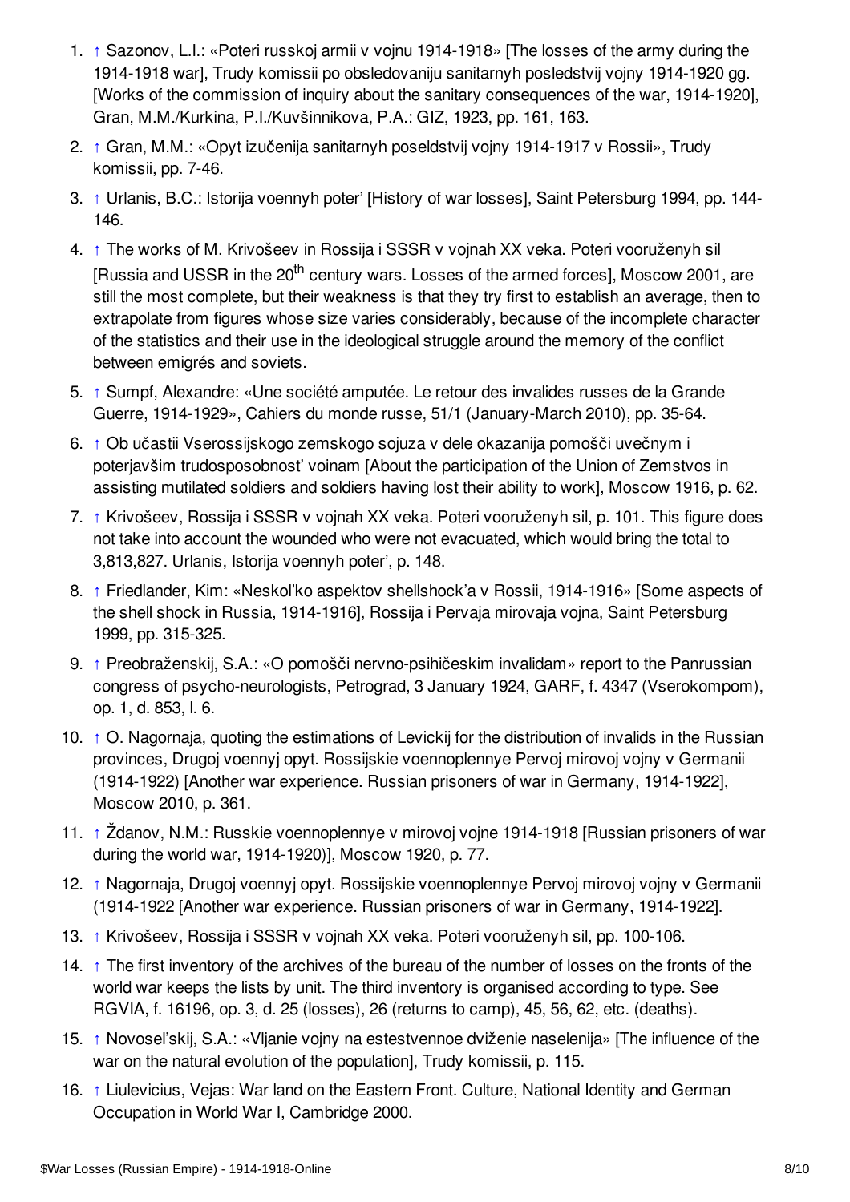1. ↑ Sazonov, L.I.: «Poteri russkoj armii v vojnu 1914-1918» [The losses of the army during the 1914-1918 war], Trudy komissii po obsledovaniju sanitarnyh posledstvij vojny 1914-1920 gg. [Works of the commission of inquiry about the sanitary consequences of the war, 1914-1920], Gran, M.M./Kurkina, P.I./Kuvšinnikova, P.A.: GIZ, 1923, pp. 161, 163.
2. ↑ Gran, M.M.: «Opyt izučenija sanitarnyh poseldstvij vojny 1914-1917 v Rossii», Trudy komissii, pp. 7-46.
3. ↑ Urlanis, B.C.: Istorija voennyh poter' [History of war losses], Saint Petersburg 1994, pp. 144-146.
4. ↑ The works of M. Krivošeev in Rossija i SSSR v vojnah XX veka. Poteri vooružennyh sil [Russia and USSR in the 20th century wars. Losses of the armed forces], Moscow 2001, are still the most complete, but their weakness is that they try first to establish an average, then to extrapolate from figures whose size varies considerably, because of the incomplete character of the statistics and their use in the ideological struggle around the memory of the conflict between emigrés and soviets.
5. ↑ Sumpf, Alexandre: «Une société amputée. Le retour des invalides russes de la Grande Guerre, 1914-1929», Cahiers du monde russe, 51/1 (January-March 2010), pp. 35-64.
6. ↑ Ob učastii Vserossijskogo zemskogo sojuza v dele okazanija pomošči uvečnym i poterjavšim trudosposobnost' voinam [About the participation of the Union of Zemstvos in assisting mutilated soldiers and soldiers having lost their ability to work], Moscow 1916, p. 62.
7. ↑ Krivošeev, Rossija i SSSR v vojnah XX veka. Poteri vooružennyh sil, p. 101. This figure does not take into account the wounded who were not evacuated, which would bring the total to 3,813,827. Urlanis, Istorija voennyh poter', p. 148.
8. ↑ Friedlander, Kim: «Neskol'ko aspektov shellshock'a v Rossii, 1914-1916» [Some aspects of the shell shock in Russia, 1914-1916], Rossija i Pervaja mirovaja vojna, Saint Petersburg 1999, pp. 315-325.
9. ↑ Preobraženskij, S.A.: «O pomošči nervno-psihičeskim invalidam» report to the Panrussian congress of psycho-neurologists, Petrograd, 3 January 1924, GARF, f. 4347 (Vserokompom), op. 1, d. 853, l. 6.
10. ↑ O. Nagornaja, quoting the estimations of Levickij for the distribution of invalids in the Russian provinces, Drugoj voennyj opyt. Rossijskie voennoplennye Pervoj mirovoj vojny v Germanii (1914-1922) [Another war experience. Russian prisoners of war in Germany, 1914-1922], Moscow 2010, p. 361.
11. ↑ Ždanov, N.M.: Russkie voennoplennye v mirovoj vojne 1914-1918 [Russian prisoners of war during the world war, 1914-1920)], Moscow 1920, p. 77.
12. ↑ Nagornaja, Drugoj voennyj opyt. Rossijskie voennoplennye Pervoj mirovoj vojny v Germanii (1914-1922 [Another war experience. Russian prisoners of war in Germany, 1914-1922].
13. ↑ Krivošeev, Rossija i SSSR v vojnah XX veka. Poteri vooružennyh sil, pp. 100-106.
14. ↑ The first inventory of the archives of the bureau of the number of losses on the fronts of the world war keeps the lists by unit. The third inventory is organised according to type. See RGVIA, f. 16196, op. 3, d. 25 (losses), 26 (returns to camp), 45, 56, 62, etc. (deaths).
15. ↑ Novosel'skij, S.A.: «Vljanie vojny na estestvennoe dviženie naselenija» [The influence of the war on the natural evolution of the population], Trudy komissii, p. 115.
16. ↑ Liulevicius, Vejas: War land on the Eastern Front. Culture, National Identity and German Occupation in World War I, Cambridge 2000.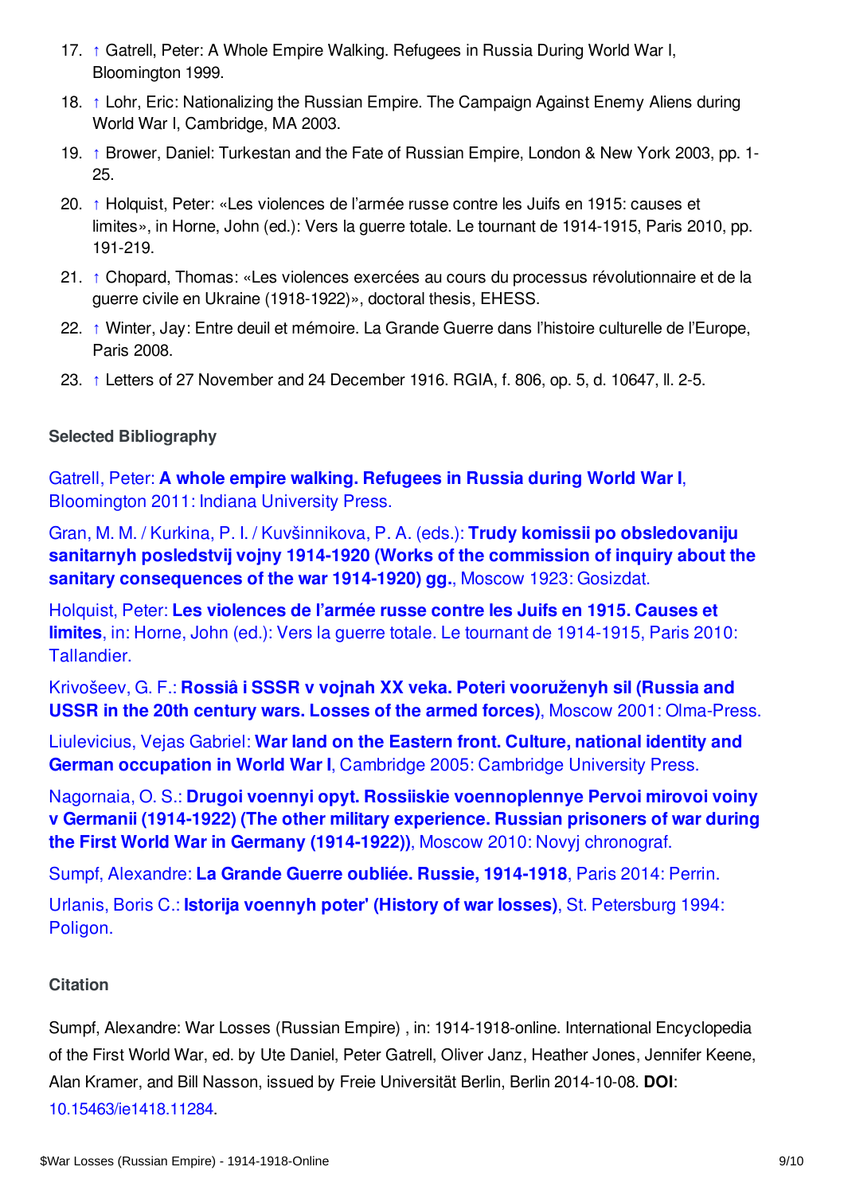17. ↑ Gatrell, Peter: A Whole Empire Walking. Refugees in Russia During World War I, Bloomington 1999.
18. ↑ Lohr, Eric: Nationalizing the Russian Empire. The Campaign Against Enemy Aliens during World War I, Cambridge, MA 2003.
19. ↑ Brower, Daniel: Turkestan and the Fate of Russian Empire, London & New York 2003, pp. 1-25.
20. ↑ Holquist, Peter: «Les violences de l'armée russe contre les Juifs en 1915: causes et limites», in Horne, John (ed.): Vers la guerre totale. Le tournant de 1914-1915, Paris 2010, pp. 191-219.
21. ↑ Chopard, Thomas: «Les violences exercées au cours du processus révolutionnaire et de la guerre civile en Ukraine (1918-1922)», doctoral thesis, EHESS.
22. ↑ Winter, Jay: Entre deuil et mémoire. La Grande Guerre dans l'histoire culturelle de l'Europe, Paris 2008.
23. ↑ Letters of 27 November and 24 December 1916. RGIA, f. 806, op. 5, d. 10647, ll. 2-5.

### Selected Bibliography

Gatrell, Peter: **A whole empire walking. Refugees in Russia during World War I**, Bloomington 2011: Indiana University Press.

Gran, M. M. / Kurkina, P. I. / Kuvšinnikova, P. A. (eds.): **Trudy komissii po obsledovaniju sanitarnyh posledstvij vojny 1914-1920 (Works of the commission of inquiry about the sanitary consequences of the war 1914-1920) gg.**, Moscow 1923: Gosizdat.

Holquist, Peter: **Les violences de l'armée russe contre les Juifs en 1915. Causes et limites**, in: Horne, John (ed.): Vers la guerre totale. Le tournant de 1914-1915, Paris 2010: Tallandier.

Krivošeev, G. F.: **Rossiâ i SSSR v vojnah XX veka. Poteri vooruženyh sil (Russia and USSR in the 20th century wars. Losses of the armed forces)**, Moscow 2001: Olma-Press.

Liulevicius, Vejas Gabriel: **War land on the Eastern front. Culture, national identity and German occupation in World War I**, Cambridge 2005: Cambridge University Press.

Nagornaia, O. S.: **Drugoi voennyi opyt. Rossiiskie voennoplennye Pervoi mirovoi voiny v Germanii (1914-1922) (The other military experience. Russian prisoners of war during the First World War in Germany (1914-1922))**, Moscow 2010: Novyj chronograf.

Sumpf, Alexandre: **La Grande Guerre oubliée. Russie, 1914-1918**, Paris 2014: Perrin.

Urlanis, Boris C.: **Istorija voennyh poter' (History of war losses)**, St. Petersburg 1994: Poligon.

### Citation

Sumpf, Alexandre: War Losses (Russian Empire) , in: 1914-1918-online. International Encyclopedia of the First World War, ed. by Ute Daniel, Peter Gatrell, Oliver Janz, Heather Jones, Jennifer Keene, Alan Kramer, and Bill Nasson, issued by Freie Universität Berlin, Berlin 2014-10-08. **DOI**: 10.15463/ie1418.11284.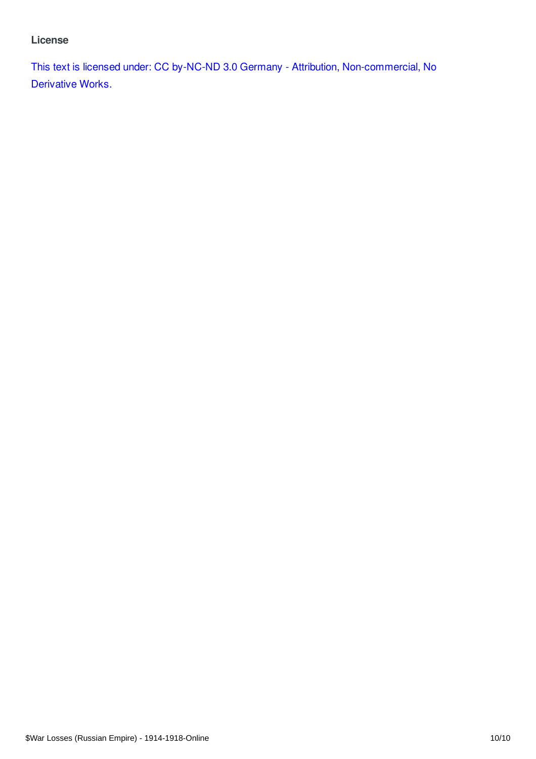### License

This text is licensed under: CC by-NC-ND 3.0 Germany - Attribution, Non-commercial, No Derivative Works.